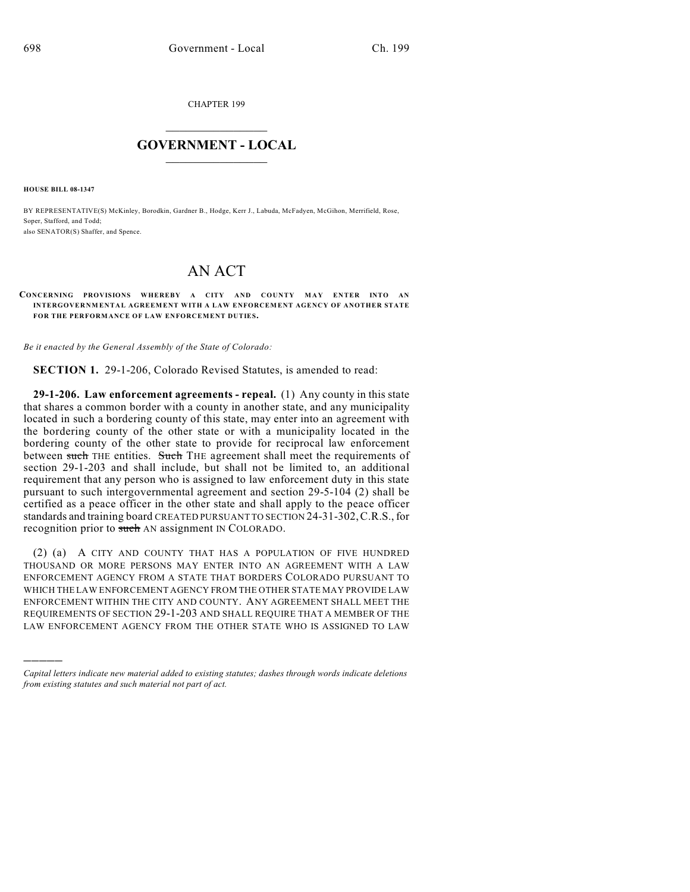CHAPTER 199

# GOVERNMENT - LOCAL

**HOUSE BILL 08-1347**

BY REPRESENTATIVE(S) McKinley, Borodkin, Gardner B., Hodge, Kerr J., Labuda, McFadyen, McGihon, Merrifield, Rose, Soper, Stafford, and Todd;
also SENATOR(S) Shaffer, and Spence.

# AN ACT

**CONCERNING PROVISIONS WHEREBY A CITY AND COUNTY MAY ENTER INTO AN INTERGOVERNMENTAL AGREEMENT WITH A LAW ENFORCEMENT AGENCY OF ANOTHER STATE FOR THE PERFORMANCE OF LAW ENFORCEMENT DUTIES.**

*Be it enacted by the General Assembly of the State of Colorado:*

**SECTION 1.** 29-1-206, Colorado Revised Statutes, is amended to read:

**29-1-206. Law enforcement agreements - repeal.** (1) Any county in this state that shares a common border with a county in another state, and any municipality located in such a bordering county of this state, may enter into an agreement with the bordering county of the other state or with a municipality located in the bordering county of the other state to provide for reciprocal law enforcement between ~~such~~ THE entities. ~~Such~~ THE agreement shall meet the requirements of section 29-1-203 and shall include, but shall not be limited to, an additional requirement that any person who is assigned to law enforcement duty in this state pursuant to such intergovernmental agreement and section 29-5-104 (2) shall be certified as a peace officer in the other state and shall apply to the peace officer standards and training board CREATED PURSUANT TO SECTION 24-31-302, C.R.S., for recognition prior to ~~such~~ AN assignment IN COLORADO.

(2) (a) A CITY AND COUNTY THAT HAS A POPULATION OF FIVE HUNDRED THOUSAND OR MORE PERSONS MAY ENTER INTO AN AGREEMENT WITH A LAW ENFORCEMENT AGENCY FROM A STATE THAT BORDERS COLORADO PURSUANT TO WHICH THE LAW ENFORCEMENT AGENCY FROM THE OTHER STATE MAY PROVIDE LAW ENFORCEMENT WITHIN THE CITY AND COUNTY. ANY AGREEMENT SHALL MEET THE REQUIREMENTS OF SECTION 29-1-203 AND SHALL REQUIRE THAT A MEMBER OF THE LAW ENFORCEMENT AGENCY FROM THE OTHER STATE WHO IS ASSIGNED TO LAW

---

*Capital letters indicate new material added to existing statutes; dashes through words indicate deletions from existing statutes and such material not part of act.*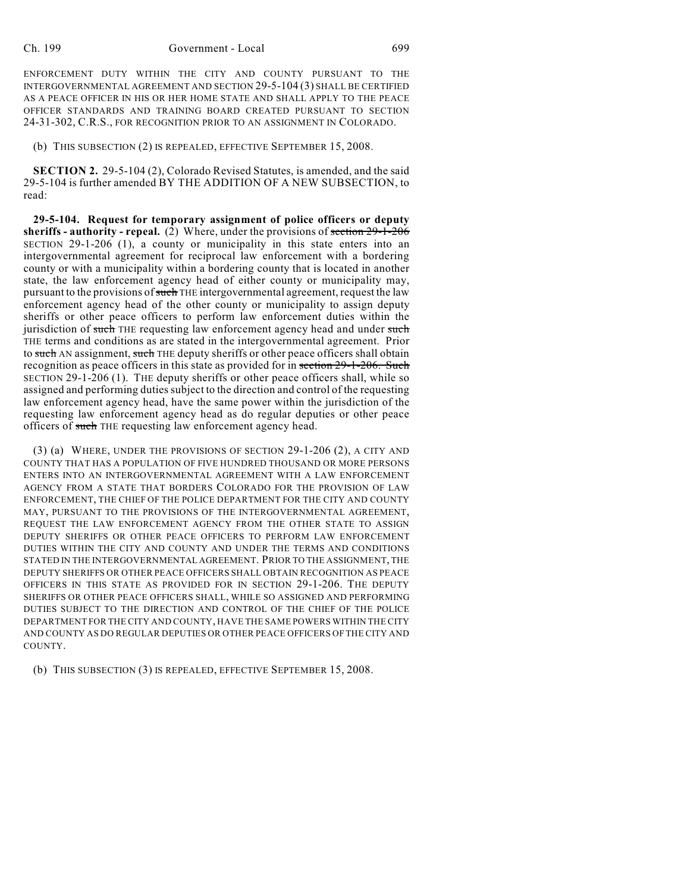ENFORCEMENT DUTY WITHIN THE CITY AND COUNTY PURSUANT TO THE INTERGOVERNMENTAL AGREEMENT AND SECTION 29-5-104 (3) SHALL BE CERTIFIED AS A PEACE OFFICER IN HIS OR HER HOME STATE AND SHALL APPLY TO THE PEACE OFFICER STANDARDS AND TRAINING BOARD CREATED PURSUANT TO SECTION 24-31-302, C.R.S., FOR RECOGNITION PRIOR TO AN ASSIGNMENT IN COLORADO.

(b) THIS SUBSECTION (2) IS REPEALED, EFFECTIVE SEPTEMBER 15, 2008.

**SECTION 2.** 29-5-104 (2), Colorado Revised Statutes, is amended, and the said 29-5-104 is further amended BY THE ADDITION OF A NEW SUBSECTION, to read:

**29-5-104. Request for temporary assignment of police officers or deputy sheriffs - authority - repeal.** (2) Where, under the provisions of ~~section 29-1-206~~ SECTION 29-1-206 (1), a county or municipality in this state enters into an intergovernmental agreement for reciprocal law enforcement with a bordering county or with a municipality within a bordering county that is located in another state, the law enforcement agency head of either county or municipality may, pursuant to the provisions of ~~such~~ THE intergovernmental agreement, request the law enforcement agency head of the other county or municipality to assign deputy sheriffs or other peace officers to perform law enforcement duties within the jurisdiction of ~~such~~ THE requesting law enforcement agency head and under ~~such~~ THE terms and conditions as are stated in the intergovernmental agreement. Prior to ~~such~~ AN assignment, ~~such~~ THE deputy sheriffs or other peace officers shall obtain recognition as peace officers in this state as provided for in ~~section 29-1-206. Such~~ SECTION 29-1-206 (1). THE deputy sheriffs or other peace officers shall, while so assigned and performing duties subject to the direction and control of the requesting law enforcement agency head, have the same power within the jurisdiction of the requesting law enforcement agency head as do regular deputies or other peace officers of ~~such~~ THE requesting law enforcement agency head.

(3) (a) WHERE, UNDER THE PROVISIONS OF SECTION 29-1-206 (2), A CITY AND COUNTY THAT HAS A POPULATION OF FIVE HUNDRED THOUSAND OR MORE PERSONS ENTERS INTO AN INTERGOVERNMENTAL AGREEMENT WITH A LAW ENFORCEMENT AGENCY FROM A STATE THAT BORDERS COLORADO FOR THE PROVISION OF LAW ENFORCEMENT, THE CHIEF OF THE POLICE DEPARTMENT FOR THE CITY AND COUNTY MAY, PURSUANT TO THE PROVISIONS OF THE INTERGOVERNMENTAL AGREEMENT, REQUEST THE LAW ENFORCEMENT AGENCY FROM THE OTHER STATE TO ASSIGN DEPUTY SHERIFFS OR OTHER PEACE OFFICERS TO PERFORM LAW ENFORCEMENT DUTIES WITHIN THE CITY AND COUNTY AND UNDER THE TERMS AND CONDITIONS STATED IN THE INTERGOVERNMENTAL AGREEMENT. PRIOR TO THE ASSIGNMENT, THE DEPUTY SHERIFFS OR OTHER PEACE OFFICERS SHALL OBTAIN RECOGNITION AS PEACE OFFICERS IN THIS STATE AS PROVIDED FOR IN SECTION 29-1-206. THE DEPUTY SHERIFFS OR OTHER PEACE OFFICERS SHALL, WHILE SO ASSIGNED AND PERFORMING DUTIES SUBJECT TO THE DIRECTION AND CONTROL OF THE CHIEF OF THE POLICE DEPARTMENT FOR THE CITY AND COUNTY, HAVE THE SAME POWERS WITHIN THE CITY AND COUNTY AS DO REGULAR DEPUTIES OR OTHER PEACE OFFICERS OF THE CITY AND COUNTY.

(b) THIS SUBSECTION (3) IS REPEALED, EFFECTIVE SEPTEMBER 15, 2008.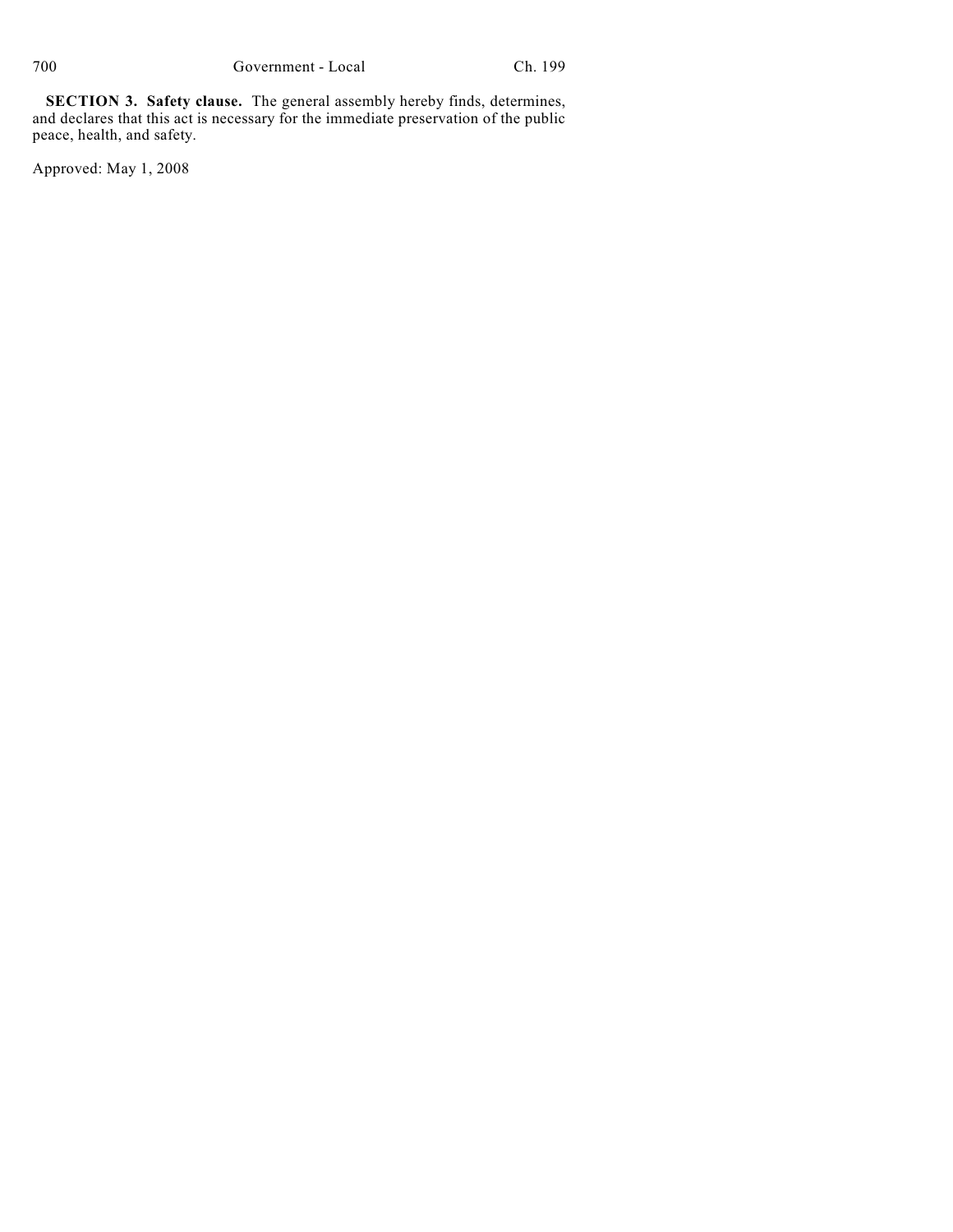**SECTION 3. Safety clause.** The general assembly hereby finds, determines, and declares that this act is necessary for the immediate preservation of the public peace, health, and safety.

Approved: May 1, 2008